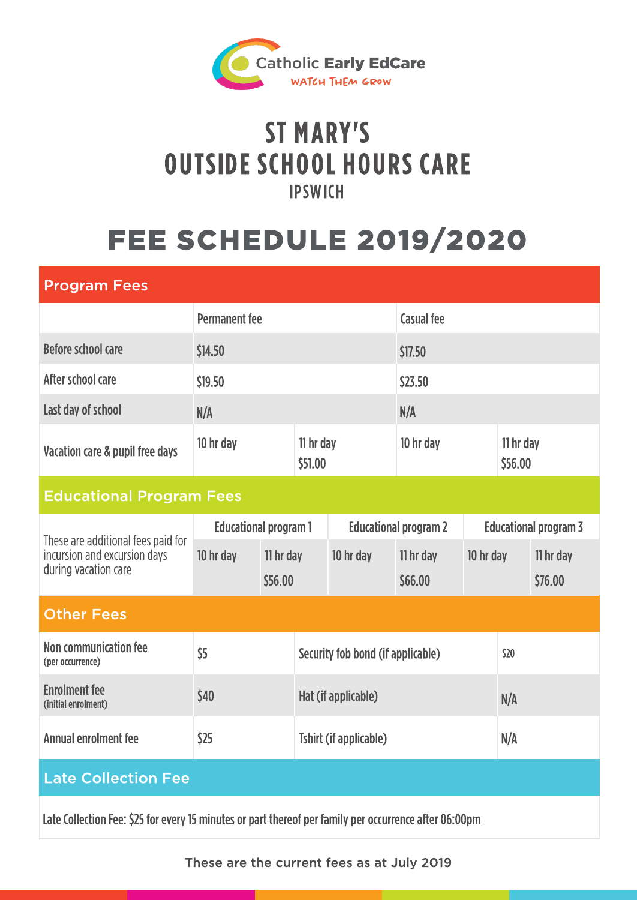Catholic Early EdCare
WATCH THEM GROW

# ST MARY'S OUTSIDE SCHOOL HOURS CARE

IPSWICH

# FEE SCHEDULE 2019/2020

## Program Fees

| | Permanent fee | | Casual fee | |
|---|---|---|---|---|
| Before school care | $14.50 | | $17.50 | |
| After school care | $19.50 | | $23.50 | |
| Last day of school | N/A | | N/A | |
| Vacation care & pupil free days | 10 hr day | 11 hr day $51.00 | 10 hr day | 11 hr day $56.00 |

## Educational Program Fees

| | Educational program 1 | | Educational program 2 | | Educational program 3 | |
|---|---|---|---|---|---|---|
| These are additional fees paid for incursion and excursion days during vacation care | 10 hr day | 11 hr day $56.00 | 10 hr day | 11 hr day $66.00 | 10 hr day | 11 hr day $76.00 |

## Other Fees

| | | | |
|---|---|---|---|
| Non communication fee (per occurrence) | $5 | Security fob bond (if applicable) | $20 |
| Enrolment fee (initial enrolment) | $40 | Hat (if applicable) | N/A |
| Annual enrolment fee | $25 | Tshirt (if applicable) | N/A |

## Late Collection Fee

Late Collection Fee: $25 for every 15 minutes or part thereof per family per occurrence after 06:00pm

These are the current fees as at July 2019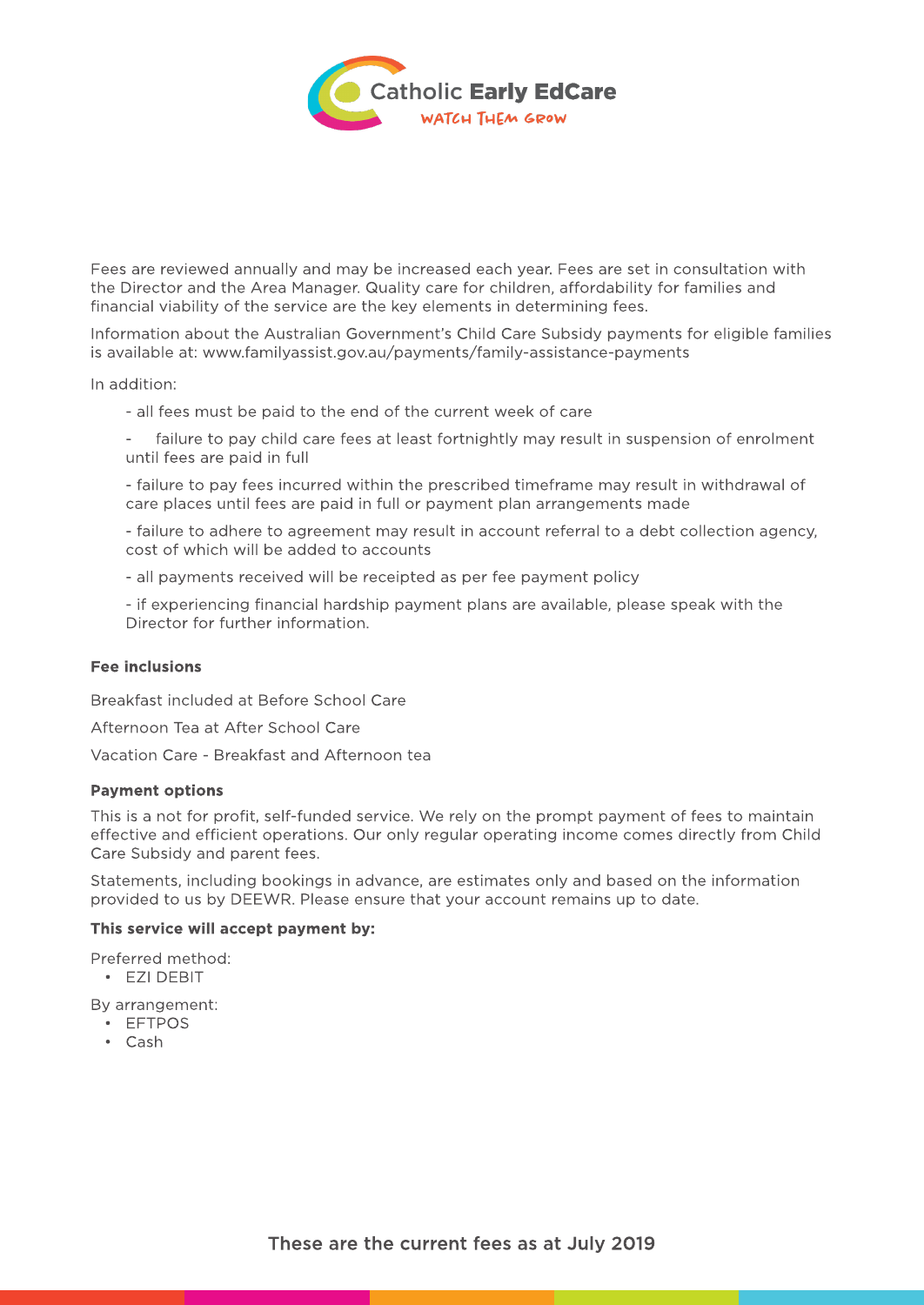Fees are reviewed annually and may be increased each year. Fees are set in consultation with the Director and the Area Manager. Quality care for children, affordability for families and financial viability of the service are the key elements in determining fees.

Information about the Australian Government's Child Care Subsidy payments for eligible families is available at: www.familyassist.gov.au/payments/family-assistance-payments

In addition:

- all fees must be paid to the end of the current week of care
- failure to pay child care fees at least fortnightly may result in suspension of enrolment until fees are paid in full
- failure to pay fees incurred within the prescribed timeframe may result in withdrawal of care places until fees are paid in full or payment plan arrangements made
- failure to adhere to agreement may result in account referral to a debt collection agency, cost of which will be added to accounts
- all payments received will be receipted as per fee payment policy
- if experiencing financial hardship payment plans are available, please speak with the Director for further information.

**Fee inclusions**

Breakfast included at Before School Care

Afternoon Tea at After School Care

Vacation Care - Breakfast and Afternoon tea

**Payment options**

This is a not for profit, self-funded service. We rely on the prompt payment of fees to maintain effective and efficient operations. Our only regular operating income comes directly from Child Care Subsidy and parent fees.

Statements, including bookings in advance, are estimates only and based on the information provided to us by DEEWR. Please ensure that your account remains up to date.

**This service will accept payment by:**

Preferred method:

- EZI DEBIT

By arrangement:

- EFTPOS
- Cash

These are the current fees as at July 2019